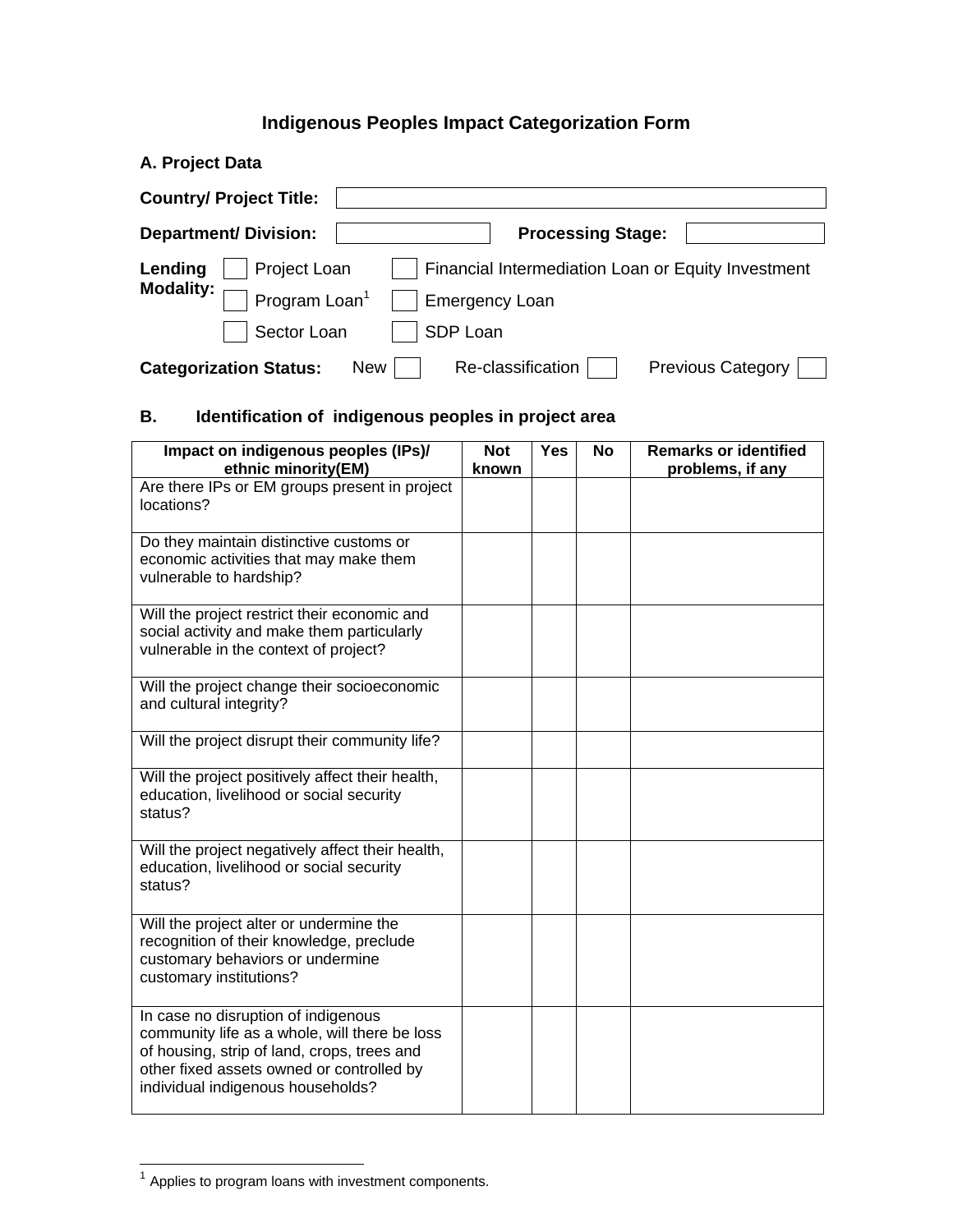# Indigenous Peoples Impact Categorization Form

## A. Project Data

**Country/ Project Title:** ____________________

**Department/ Division:** ____________ **Processing Stage:** ____________

**Lending Modality:**

- [ ] Project Loan
- [ ] Financial Intermediation Loan or Equity Investment
- [ ] Program Loan[1]
- [ ] Emergency Loan
- [ ] Sector Loan
- [ ] SDP Loan

**Categorization Status:** New [ ] Re-classification [ ] Previous Category [ ]

## B. Identification of indigenous peoples in project area

| Impact on indigenous peoples (IPs)/ ethnic minority(EM) | Not known | Yes | No | Remarks or identified problems, if any |
|---|---|---|---|---|
| Are there IPs or EM groups present in project locations? | | | | |
| Do they maintain distinctive customs or economic activities that may make them vulnerable to hardship? | | | | |
| Will the project restrict their economic and social activity and make them particularly vulnerable in the context of project? | | | | |
| Will the project change their socioeconomic and cultural integrity? | | | | |
| Will the project disrupt their community life? | | | | |
| Will the project positively affect their health, education, livelihood or social security status? | | | | |
| Will the project negatively affect their health, education, livelihood or social security status? | | | | |
| Will the project alter or undermine the recognition of their knowledge, preclude customary behaviors or undermine customary institutions? | | | | |
| In case no disruption of indigenous community life as a whole, will there be loss of housing, strip of land, crops, trees and other fixed assets owned or controlled by individual indigenous households? | | | | |

[1] Applies to program loans with investment components.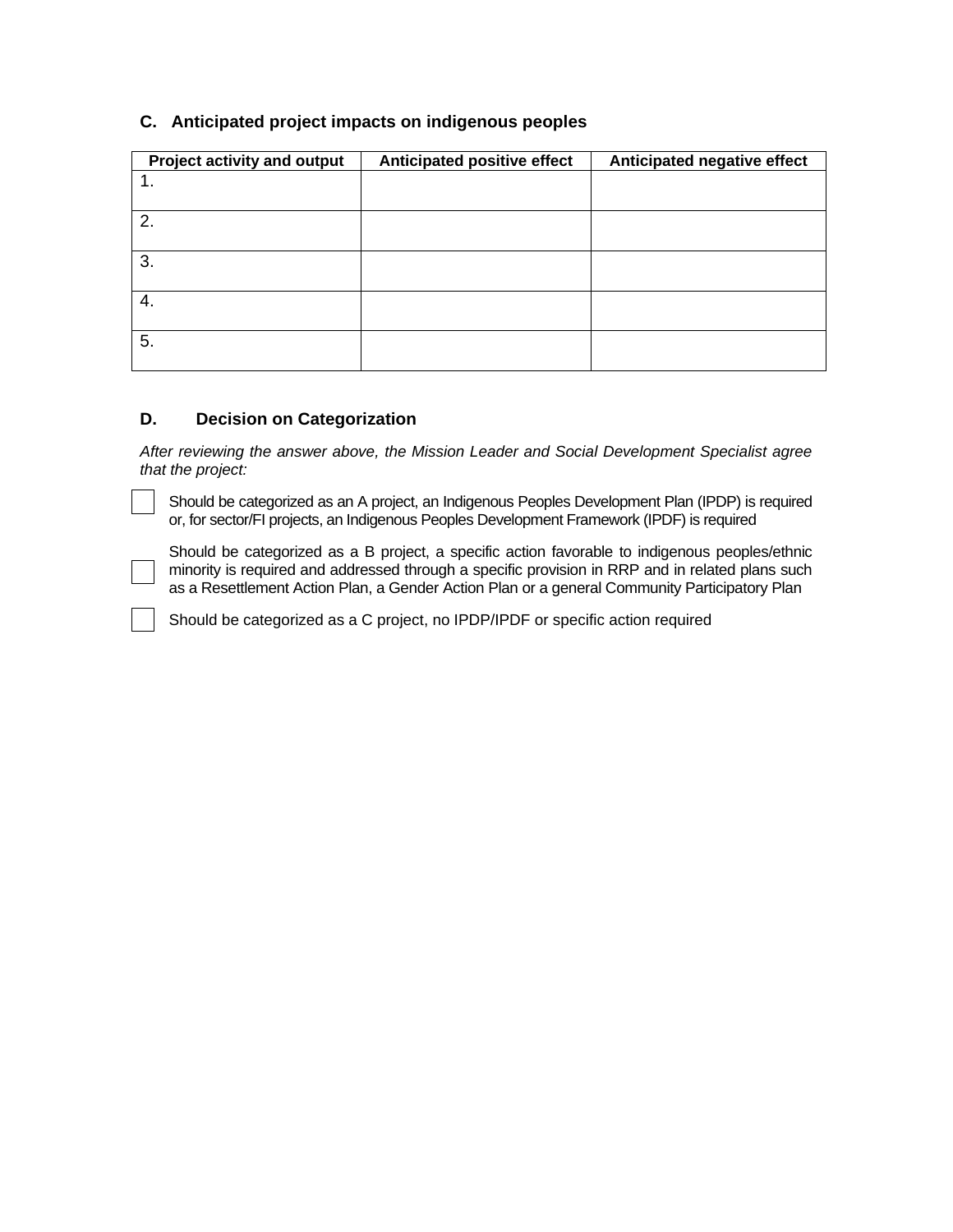## C. Anticipated project impacts on indigenous peoples

| Project activity and output | Anticipated positive effect | Anticipated negative effect |
|---|---|---|
| 1. | | |
| 2. | | |
| 3. | | |
| 4. | | |
| 5. | | |

## D. Decision on Categorization

*After reviewing the answer above, the Mission Leader and Social Development Specialist agree that the project:*

☐ Should be categorized as an A project, an Indigenous Peoples Development Plan (IPDP) is required or, for sector/FI projects, an Indigenous Peoples Development Framework (IPDF) is required

☐ Should be categorized as a B project, a specific action favorable to indigenous peoples/ethnic minority is required and addressed through a specific provision in RRP and in related plans such as a Resettlement Action Plan, a Gender Action Plan or a general Community Participatory Plan

☐ Should be categorized as a C project, no IPDP/IPDF or specific action required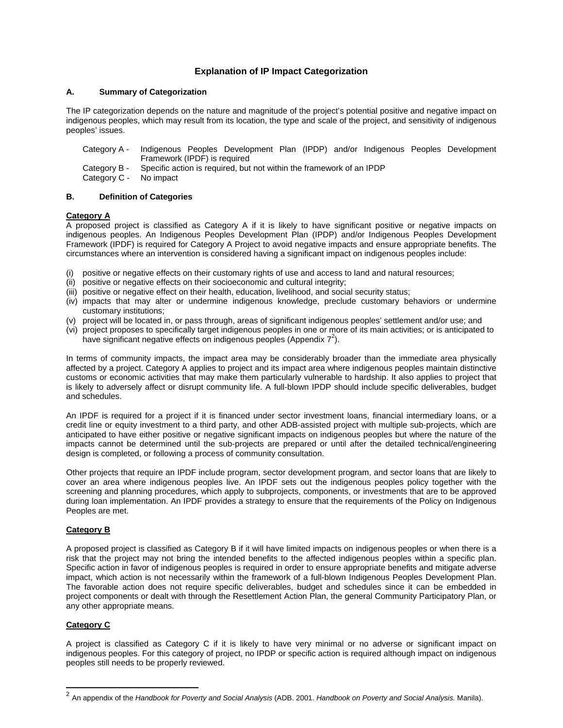# Explanation of IP Impact Categorization

## A. Summary of Categorization

The IP categorization depends on the nature and magnitude of the project's potential positive and negative impact on indigenous peoples, which may result from its location, the type and scale of the project, and sensitivity of indigenous peoples' issues.

Category A - Indigenous Peoples Development Plan (IPDP) and/or Indigenous Peoples Development Framework (IPDF) is required
Category B - Specific action is required, but not within the framework of an IPDP
Category C - No impact

## B. Definition of Categories

**Category A**

A proposed project is classified as Category A if it is likely to have significant positive or negative impacts on indigenous peoples. An Indigenous Peoples Development Plan (IPDP) and/or Indigenous Peoples Development Framework (IPDF) is required for Category A Project to avoid negative impacts and ensure appropriate benefits. The circumstances where an intervention is considered having a significant impact on indigenous peoples include:

(i) positive or negative effects on their customary rights of use and access to land and natural resources;
(ii) positive or negative effects on their socioeconomic and cultural integrity;
(iii) positive or negative effect on their health, education, livelihood, and social security status;
(iv) impacts that may alter or undermine indigenous knowledge, preclude customary behaviors or undermine customary institutions;
(v) project will be located in, or pass through, areas of significant indigenous peoples' settlement and/or use; and
(vi) project proposes to specifically target indigenous peoples in one or more of its main activities; or is anticipated to have significant negative effects on indigenous peoples (Appendix 7[2]).

In terms of community impacts, the impact area may be considerably broader than the immediate area physically affected by a project. Category A applies to project and its impact area where indigenous peoples maintain distinctive customs or economic activities that may make them particularly vulnerable to hardship. It also applies to project that is likely to adversely affect or disrupt community life. A full-blown IPDP should include specific deliverables, budget and schedules.

An IPDF is required for a project if it is financed under sector investment loans, financial intermediary loans, or a credit line or equity investment to a third party, and other ADB-assisted project with multiple sub-projects, which are anticipated to have either positive or negative significant impacts on indigenous peoples but where the nature of the impacts cannot be determined until the sub-projects are prepared or until after the detailed technical/engineering design is completed, or following a process of community consultation.

Other projects that require an IPDF include program, sector development program, and sector loans that are likely to cover an area where indigenous peoples live. An IPDF sets out the indigenous peoples policy together with the screening and planning procedures, which apply to subprojects, components, or investments that are to be approved during loan implementation. An IPDF provides a strategy to ensure that the requirements of the Policy on Indigenous Peoples are met.

**Category B**

A proposed project is classified as Category B if it will have limited impacts on indigenous peoples or when there is a risk that the project may not bring the intended benefits to the affected indigenous peoples within a specific plan. Specific action in favor of indigenous peoples is required in order to ensure appropriate benefits and mitigate adverse impact, which action is not necessarily within the framework of a full-blown Indigenous Peoples Development Plan. The favorable action does not require specific deliverables, budget and schedules since it can be embedded in project components or dealt with through the Resettlement Action Plan, the general Community Participatory Plan, or any other appropriate means.

**Category C**

A project is classified as Category C if it is likely to have very minimal or no adverse or significant impact on indigenous peoples. For this category of project, no IPDP or specific action is required although impact on indigenous peoples still needs to be properly reviewed.

---

[2] An appendix of the *Handbook for Poverty and Social Analysis* (ADB. 2001. *Handbook on Poverty and Social Analysis.* Manila).